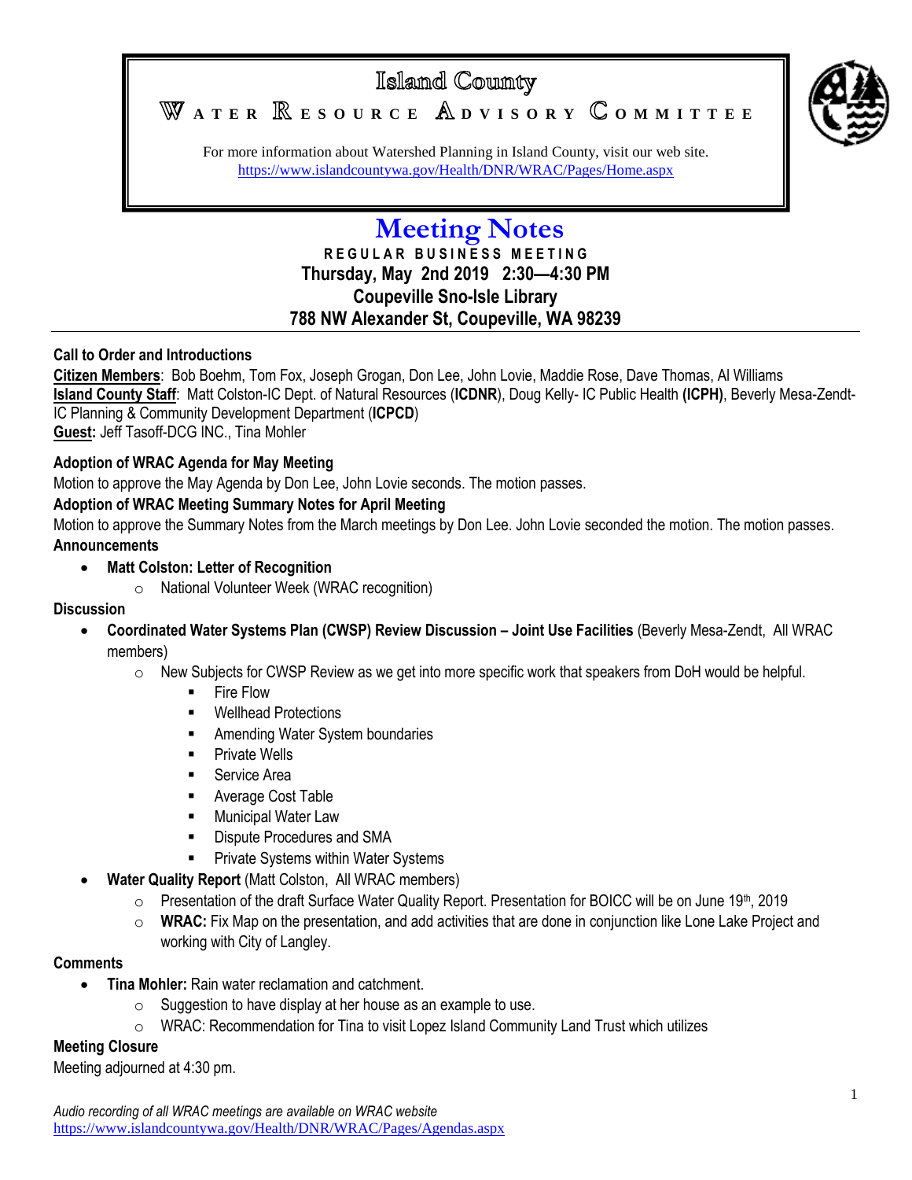# Island County

## Water Resource Advisory Committee

For more information about Watershed Planning in Island County, visit our web site.
https://www.islandcountywa.gov/Health/DNR/WRAC/Pages/Home.aspx

# Meeting Notes

**REGULAR BUSINESS MEETING**
**Thursday, May 2nd 2019 2:30—4:30 PM**
**Coupeville Sno-Isle Library**
**788 NW Alexander St, Coupeville, WA 98239**

---

**Call to Order and Introductions**

**Citizen Members**: Bob Boehm, Tom Fox, Joseph Grogan, Don Lee, John Lovie, Maddie Rose, Dave Thomas, Al Williams
**Island County Staff**: Matt Colston-IC Dept. of Natural Resources (**ICDNR**), Doug Kelly- IC Public Health **(ICPH)**, Beverly Mesa-Zendt-IC Planning & Community Development Department (**ICPCD**)
**Guest:** Jeff Tasoff-DCG INC., Tina Mohler

**Adoption of WRAC Agenda for May Meeting**

Motion to approve the May Agenda by Don Lee, John Lovie seconds. The motion passes.

**Adoption of WRAC Meeting Summary Notes for April Meeting**

Motion to approve the Summary Notes from the March meetings by Don Lee. John Lovie seconded the motion. The motion passes.

**Announcements**

- **Matt Colston: Letter of Recognition**
  - National Volunteer Week (WRAC recognition)

**Discussion**

- **Coordinated Water Systems Plan (CWSP) Review Discussion – Joint Use Facilities** (Beverly Mesa-Zendt, All WRAC members)
  - New Subjects for CWSP Review as we get into more specific work that speakers from DoH would be helpful.
    - Fire Flow
    - Wellhead Protections
    - Amending Water System boundaries
    - Private Wells
    - Service Area
    - Average Cost Table
    - Municipal Water Law
    - Dispute Procedures and SMA
    - Private Systems within Water Systems
- **Water Quality Report** (Matt Colston, All WRAC members)
  - Presentation of the draft Surface Water Quality Report. Presentation for BOICC will be on June 19th, 2019
  - **WRAC:** Fix Map on the presentation, and add activities that are done in conjunction like Lone Lake Project and working with City of Langley.

**Comments**

- **Tina Mohler:** Rain water reclamation and catchment.
  - Suggestion to have display at her house as an example to use.
  - WRAC: Recommendation for Tina to visit Lopez Island Community Land Trust which utilizes

**Meeting Closure**

Meeting adjourned at 4:30 pm.

*Audio recording of all WRAC meetings are available on WRAC website*
https://www.islandcountywa.gov/Health/DNR/WRAC/Pages/Agendas.aspx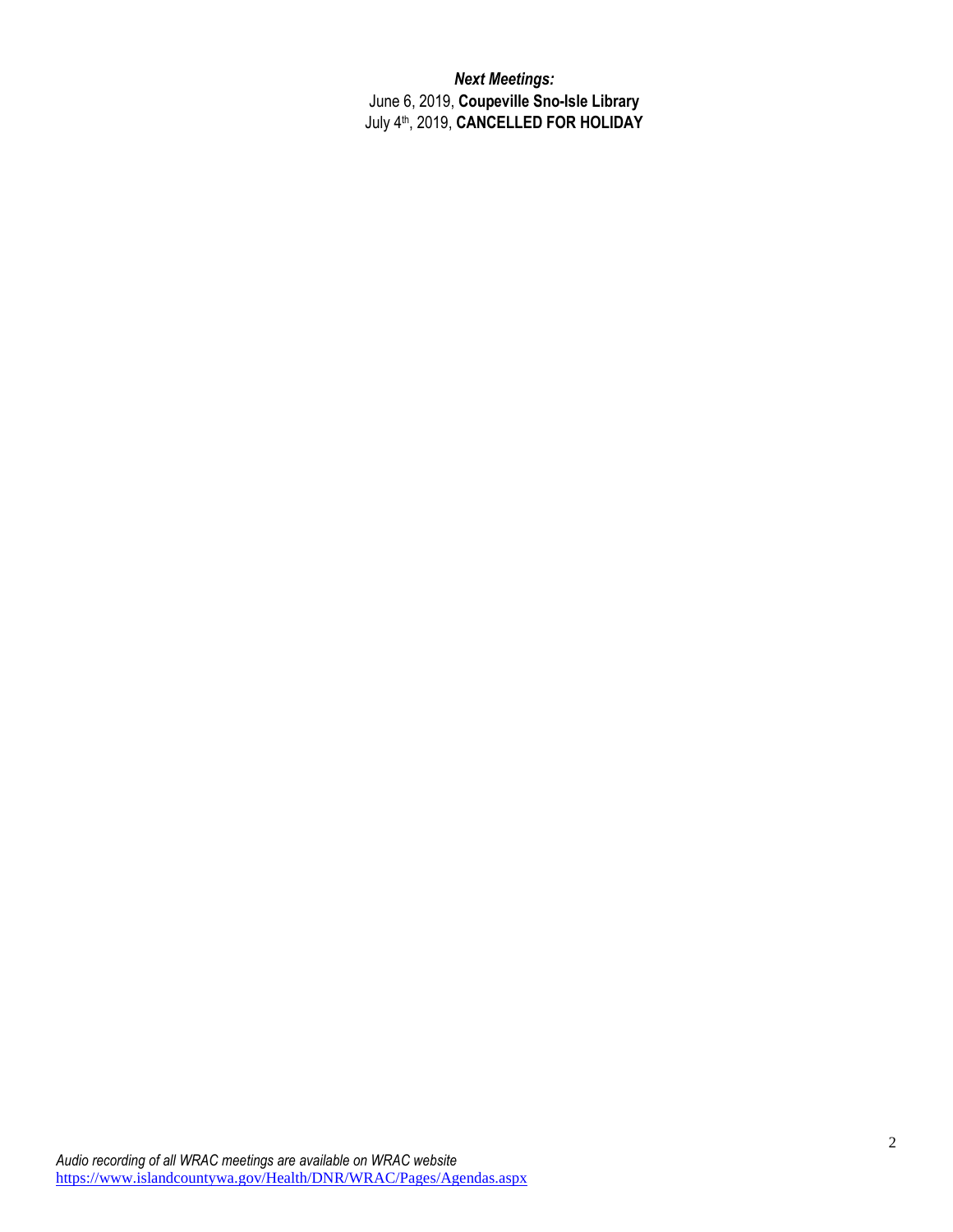***Next Meetings:***

June 6, 2019, **Coupeville Sno-Isle Library**

July 4th, 2019, **CANCELLED FOR HOLIDAY**

*Audio recording of all WRAC meetings are available on WRAC website*

https://www.islandcountywa.gov/Health/DNR/WRAC/Pages/Agendas.aspx